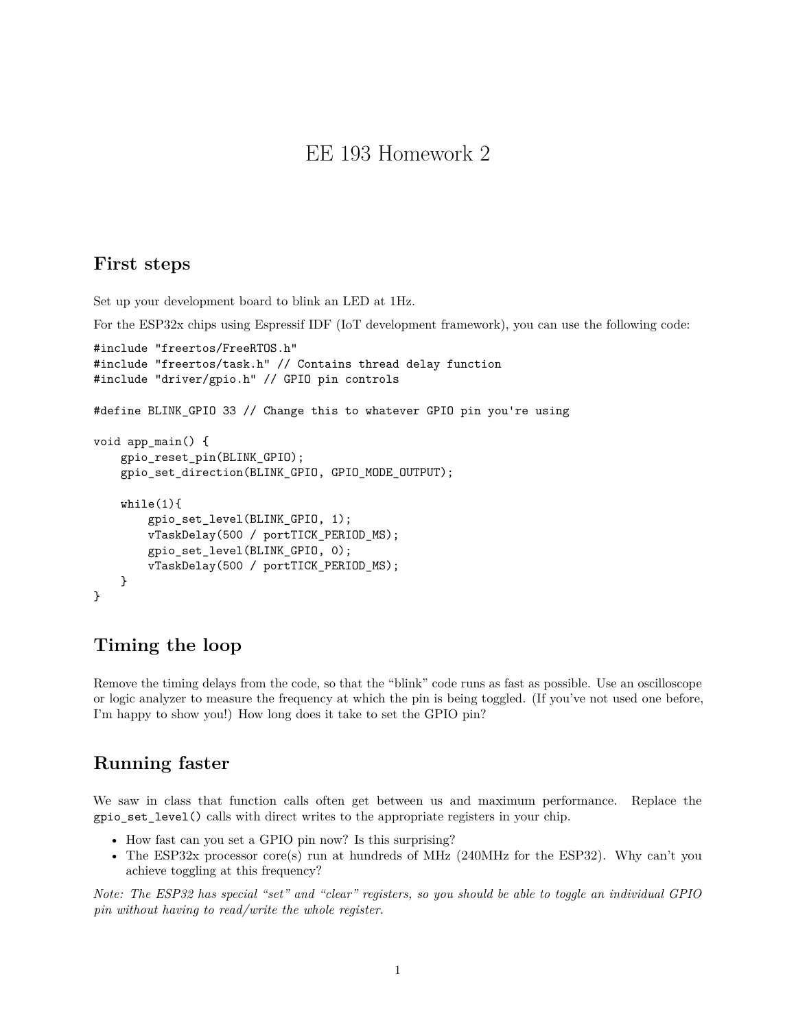# EE 193 Homework 2

## First steps

Set up your development board to blink an LED at 1Hz.

For the ESP32x chips using Espressif IDF (IoT development framework), you can use the following code:

```
#include "freertos/FreeRTOS.h"
#include "freertos/task.h" // Contains thread delay function
#include "driver/gpio.h" // GPIO pin controls

#define BLINK_GPIO 33 // Change this to whatever GPIO pin you're using

void app_main() {
    gpio_reset_pin(BLINK_GPIO);
    gpio_set_direction(BLINK_GPIO, GPIO_MODE_OUTPUT);

    while(1){
        gpio_set_level(BLINK_GPIO, 1);
        vTaskDelay(500 / portTICK_PERIOD_MS);
        gpio_set_level(BLINK_GPIO, 0);
        vTaskDelay(500 / portTICK_PERIOD_MS);
    }
}
```

## Timing the loop

Remove the timing delays from the code, so that the "blink" code runs as fast as possible. Use an oscilloscope or logic analyzer to measure the frequency at which the pin is being toggled. (If you've not used one before, I'm happy to show you!) How long does it take to set the GPIO pin?

## Running faster

We saw in class that function calls often get between us and maximum performance. Replace the `gpio_set_level()` calls with direct writes to the appropriate registers in your chip.

- How fast can you set a GPIO pin now? Is this surprising?
- The ESP32x processor core(s) run at hundreds of MHz (240MHz for the ESP32). Why can't you achieve toggling at this frequency?

*Note: The ESP32 has special "set" and "clear" registers, so you should be able to toggle an individual GPIO pin without having to read/write the whole register.*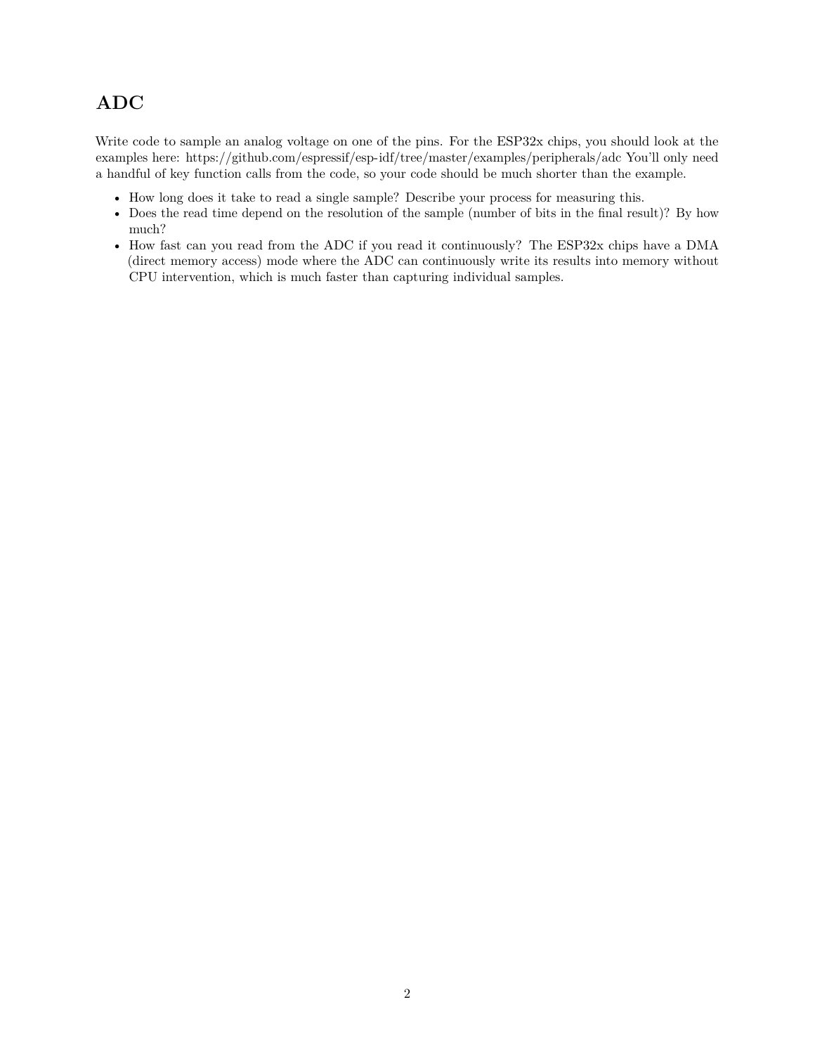## ADC

Write code to sample an analog voltage on one of the pins. For the ESP32x chips, you should look at the examples here: https://github.com/espressif/esp-idf/tree/master/examples/peripherals/adc You'll only need a handful of key function calls from the code, so your code should be much shorter than the example.

- How long does it take to read a single sample? Describe your process for measuring this.
- Does the read time depend on the resolution of the sample (number of bits in the final result)? By how much?
- How fast can you read from the ADC if you read it continuously? The ESP32x chips have a DMA (direct memory access) mode where the ADC can continuously write its results into memory without CPU intervention, which is much faster than capturing individual samples.